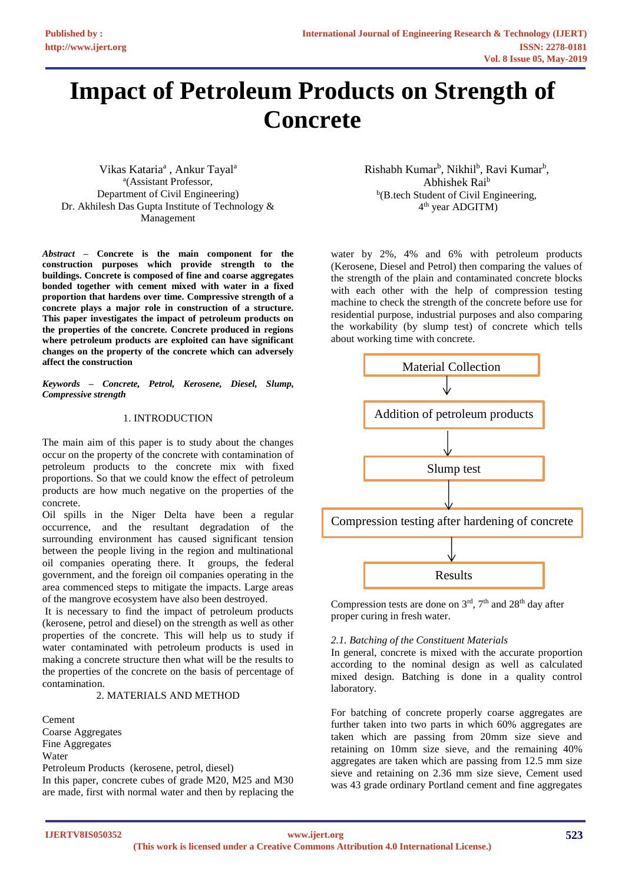# Impact of Petroleum Products on Strength of Concrete

Vikas Kataria[a] , Ankur Tayal[a]
[a](Assistant Professor,
Department of Civil Engineering)
Dr. Akhilesh Das Gupta Institute of Technology & Management

Rishabh Kumar[b], Nikhil[b], Ravi Kumar[b], Abhishek Rai[b]
[b](B.tech Student of Civil Engineering, 4th year ADGITM)

***Abstract* – Concrete is the main component for the construction purposes which provide strength to the buildings. Concrete is composed of fine and coarse aggregates bonded together with cement mixed with water in a fixed proportion that hardens over time. Compressive strength of a concrete plays a major role in construction of a structure. This paper investigates the impact of petroleum products on the properties of the concrete. Concrete produced in regions where petroleum products are exploited can have significant changes on the property of the concrete which can adversely affect the construction**

***Keywords – Concrete, Petrol, Kerosene, Diesel, Slump, Compressive strength***

## 1. INTRODUCTION

The main aim of this paper is to study about the changes occur on the property of the concrete with contamination of petroleum products to the concrete mix with fixed proportions. So that we could know the effect of petroleum products are how much negative on the properties of the concrete.

Oil spills in the Niger Delta have been a regular occurrence, and the resultant degradation of the surrounding environment has caused significant tension between the people living in the region and multinational oil companies operating there. It groups, the federal government, and the foreign oil companies operating in the area commenced steps to mitigate the impacts. Large areas of the mangrove ecosystem have also been destroyed.

It is necessary to find the impact of petroleum products (kerosene, petrol and diesel) on the strength as well as other properties of the concrete. This will help us to study if water contaminated with petroleum products is used in making a concrete structure then what will be the results to the properties of the concrete on the basis of percentage of contamination.

## 2. MATERIALS AND METHOD

Cement
Coarse Aggregates
Fine Aggregates
Water
Petroleum Products (kerosene, petrol, diesel)

In this paper, concrete cubes of grade M20, M25 and M30 are made, first with normal water and then by replacing the water by 2%, 4% and 6% with petroleum products (Kerosene, Diesel and Petrol) then comparing the values of the strength of the plain and contaminated concrete blocks with each other with the help of compression testing machine to check the strength of the concrete before use for residential purpose, industrial purposes and also comparing the workability (by slump test) of concrete which tells about working time with concrete.

Material Collection
↓
Addition of petroleum products
↓
Slump test
↓
Compression testing after hardening of concrete
↓
Results

Compression tests are done on 3rd, 7th and 28th day after proper curing in fresh water.

### *2.1. Batching of the Constituent Materials*

In general, concrete is mixed with the accurate proportion according to the nominal design as well as calculated mixed design. Batching is done in a quality control laboratory.

For batching of concrete properly coarse aggregates are further taken into two parts in which 60% aggregates are taken which are passing from 20mm size sieve and retaining on 10mm size sieve, and the remaining 40% aggregates are taken which are passing from 12.5 mm size sieve and retaining on 2.36 mm size sieve, Cement used was 43 grade ordinary Portland cement and fine aggregates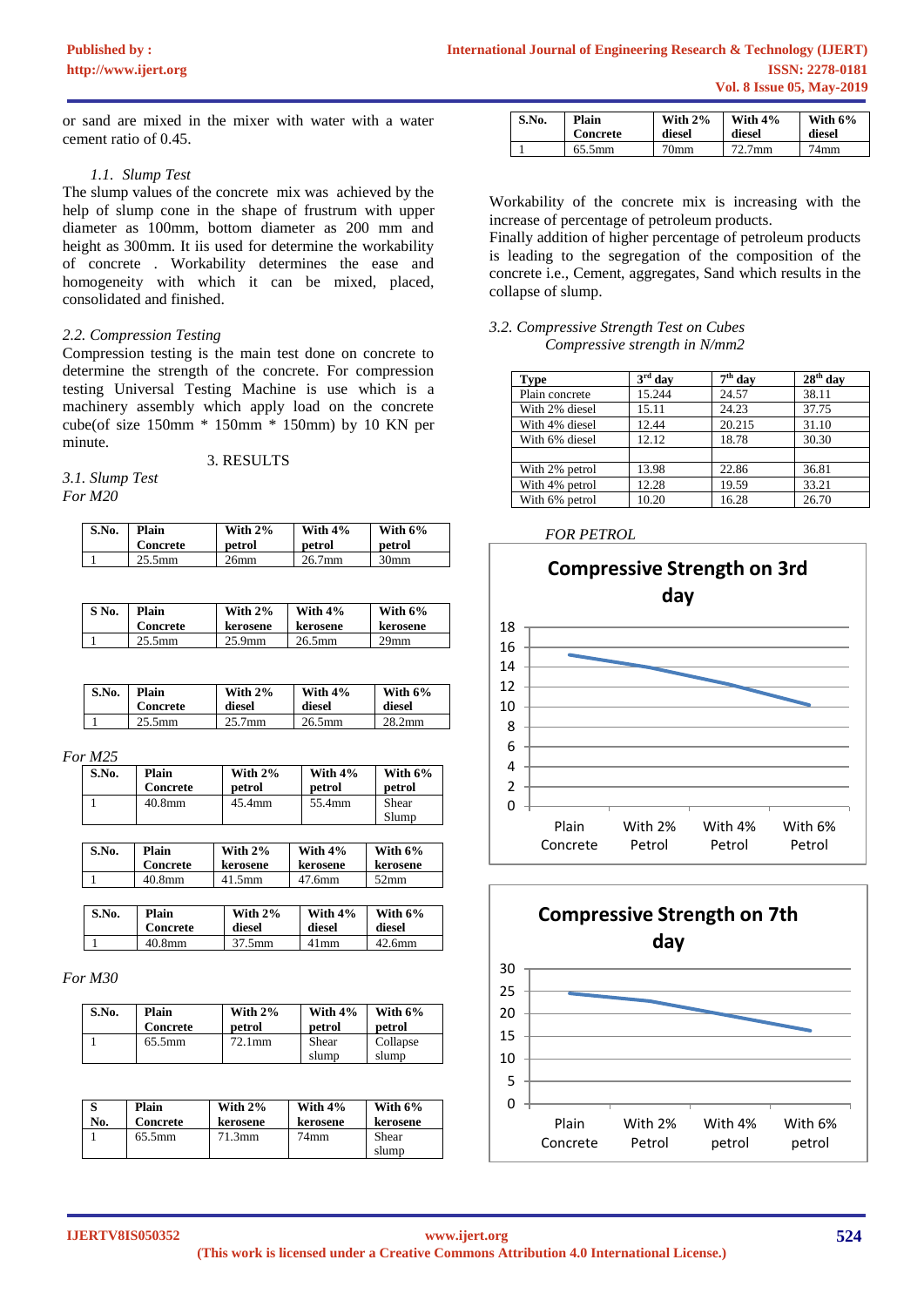or sand are mixed in the mixer with water with a water cement ratio of 0.45.

### *1.1. Slump Test*

The slump values of the concrete mix was achieved by the help of slump cone in the shape of frustrum with upper diameter as 100mm, bottom diameter as 200 mm and height as 300mm. It iis used for determine the workability of concrete . Workability determines the ease and homogeneity with which it can be mixed, placed, consolidated and finished.

### *2.2. Compression Testing*

Compression testing is the main test done on concrete to determine the strength of the concrete. For compression testing Universal Testing Machine is use which is a machinery assembly which apply load on the concrete cube(of size 150mm * 150mm * 150mm) by 10 KN per minute.

## 3. RESULTS

### *3.1. Slump Test*

*For M20*

| S.No. | Plain Concrete | With 2% petrol | With 4% petrol | With 6% petrol |
|---|---|---|---|---|
| 1 | 25.5mm | 26mm | 26.7mm | 30mm |

| S No. | Plain Concrete | With 2% kerosene | With 4% kerosene | With 6% kerosene |
|---|---|---|---|---|
| 1 | 25.5mm | 25.9mm | 26.5mm | 29mm |

| S.No. | Plain Concrete | With 2% diesel | With 4% diesel | With 6% diesel |
|---|---|---|---|---|
| 1 | 25.5mm | 25.7mm | 26.5mm | 28.2mm |

*For M25*

| S.No. | Plain Concrete | With 2% petrol | With 4% petrol | With 6% petrol |
|---|---|---|---|---|
| 1 | 40.8mm | 45.4mm | 55.4mm | Shear Slump |

| S.No. | Plain Concrete | With 2% kerosene | With 4% kerosene | With 6% kerosene |
|---|---|---|---|---|
| 1 | 40.8mm | 41.5mm | 47.6mm | 52mm |

| S.No. | Plain Concrete | With 2% diesel | With 4% diesel | With 6% diesel |
|---|---|---|---|---|
| 1 | 40.8mm | 37.5mm | 41mm | 42.6mm |

*For M30*

| S.No. | Plain Concrete | With 2% petrol | With 4% petrol | With 6% petrol |
|---|---|---|---|---|
| 1 | 65.5mm | 72.1mm | Shear slump | Collapse slump |

| S No. | Plain Concrete | With 2% kerosene | With 4% kerosene | With 6% kerosene |
|---|---|---|---|---|
| 1 | 65.5mm | 71.3mm | 74mm | Shear slump |

| S.No. | Plain Concrete | With 2% diesel | With 4% diesel | With 6% diesel |
|---|---|---|---|---|
| 1 | 65.5mm | 70mm | 72.7mm | 74mm |

Workability of the concrete mix is increasing with the increase of percentage of petroleum products.
Finally addition of higher percentage of petroleum products is leading to the segregation of the composition of the concrete i.e., Cement, aggregates, Sand which results in the collapse of slump.

### *3.2. Compressive Strength Test on Cubes*

*Compressive strength in N/mm2*

| Type | 3rd day | 7th day | 28th day |
|---|---|---|---|
| Plain concrete | 15.244 | 24.57 | 38.11 |
| With 2% diesel | 15.11 | 24.23 | 37.75 |
| With 4% diesel | 12.44 | 20.215 | 31.10 |
| With 6% diesel | 12.12 | 18.78 | 30.30 |
| | | | |
| With 2% petrol | 13.98 | 22.86 | 36.81 |
| With 4% petrol | 12.28 | 19.59 | 33.21 |
| With 6% petrol | 10.20 | 16.28 | 26.70 |

*FOR PETROL*

**Compressive Strength on 3rd day**

| | Plain Concrete | With 2% Petrol | With 4% Petrol | With 6% Petrol |
|---|---|---|---|---|
| Compressive strength | 15.244 | 13.98 | 12.28 | 10.20 |

**Compressive Strength on 7th day**

| | Plain Concrete | With 2% Petrol | With 4% petrol | With 6% petrol |
|---|---|---|---|---|
| Compressive strength | 24.57 | 22.86 | 19.59 | 16.28 |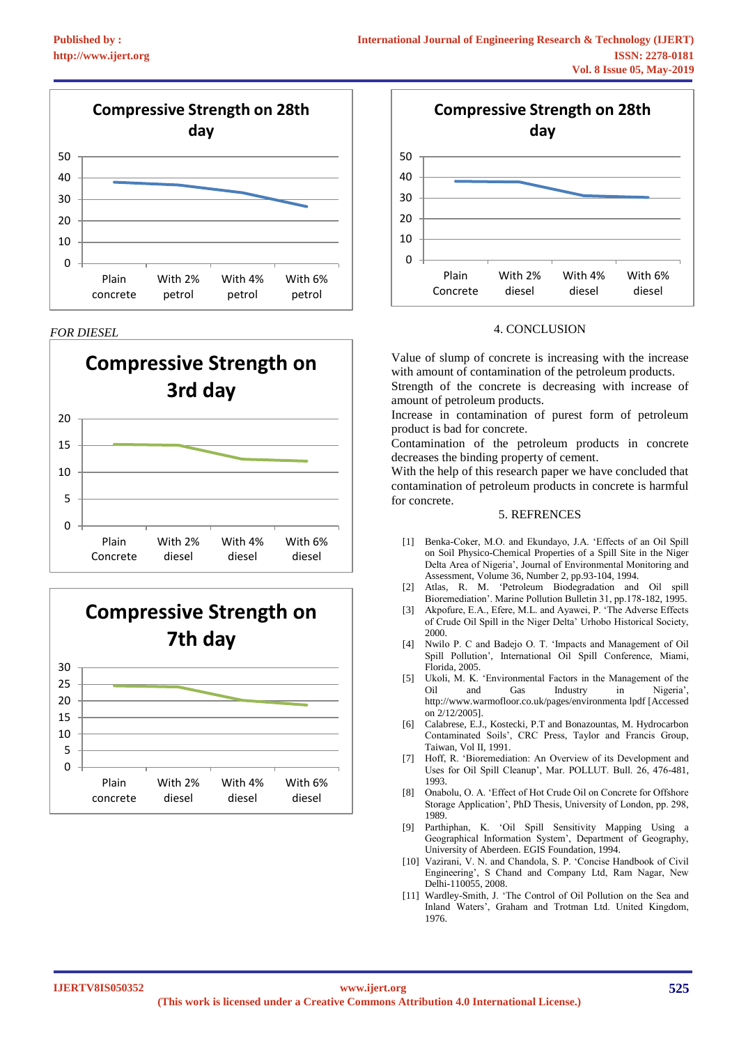Compressive Strength on 28th day

(Chart: Plain concrete, With 2% petrol, With 4% petrol, With 6% petrol; y-axis 0–50)

*FOR DIESEL*

Compressive Strength on 3rd day

(Chart: Plain Concrete, With 2% diesel, With 4% diesel, With 6% diesel; y-axis 0–20)

Compressive Strength on 7th day

(Chart: Plain concrete, With 2% diesel, With 4% diesel, With 6% diesel; y-axis 0–30)

Compressive Strength on 28th day

(Chart: Plain Concrete, With 2% diesel, With 4% diesel, With 6% diesel; y-axis 0–50)

## 4. CONCLUSION

Value of slump of concrete is increasing with the increase with amount of contamination of the petroleum products.
Strength of the concrete is decreasing with increase of amount of petroleum products.
Increase in contamination of purest form of petroleum product is bad for concrete.
Contamination of the petroleum products in concrete decreases the binding property of cement.
With the help of this research paper we have concluded that contamination of petroleum products in concrete is harmful for concrete.

## 5. REFRENCES

[1] Benka-Coker, M.O. and Ekundayo, J.A. 'Effects of an Oil Spill on Soil Physico-Chemical Properties of a Spill Site in the Niger Delta Area of Nigeria', Journal of Environmental Monitoring and Assessment, Volume 36, Number 2, pp.93-104, 1994.

[2] Atlas, R. M. 'Petroleum Biodegradation and Oil spill Bioremediation'. Marine Pollution Bulletin 31, pp.178-182, 1995.

[3] Akpofure, E.A., Efere, M.L. and Ayawei, P. 'The Adverse Effects of Crude Oil Spill in the Niger Delta' Urhobo Historical Society, 2000.

[4] Nwilo P. C and Badejo O. T. 'Impacts and Management of Oil Spill Pollution', International Oil Spill Conference, Miami, Florida, 2005.

[5] Ukoli, M. K. 'Environmental Factors in the Management of the Oil and Gas Industry in Nigeria', http://www.warmofloor.co.uk/pages/environmenta lpdf [Accessed on 2/12/2005].

[6] Calabrese, E.J., Kostecki, P.T and Bonazountas, M. Hydrocarbon Contaminated Soils', CRC Press, Taylor and Francis Group, Taiwan, Vol II, 1991.

[7] Hoff, R. 'Bioremediation: An Overview of its Development and Uses for Oil Spill Cleanup', Mar. POLLUT. Bull. 26, 476-481, 1993.

[8] Onabolu, O. A. 'Effect of Hot Crude Oil on Concrete for Offshore Storage Application', PhD Thesis, University of London, pp. 298, 1989.

[9] Parthiphan, K. 'Oil Spill Sensitivity Mapping Using a Geographical Information System', Department of Geography, University of Aberdeen. EGIS Foundation, 1994.

[10] Vazirani, V. N. and Chandola, S. P. 'Concise Handbook of Civil Engineering', S Chand and Company Ltd, Ram Nagar, New Delhi-110055, 2008.

[11] Wardley-Smith, J. 'The Control of Oil Pollution on the Sea and Inland Waters', Graham and Trotman Ltd. United Kingdom, 1976.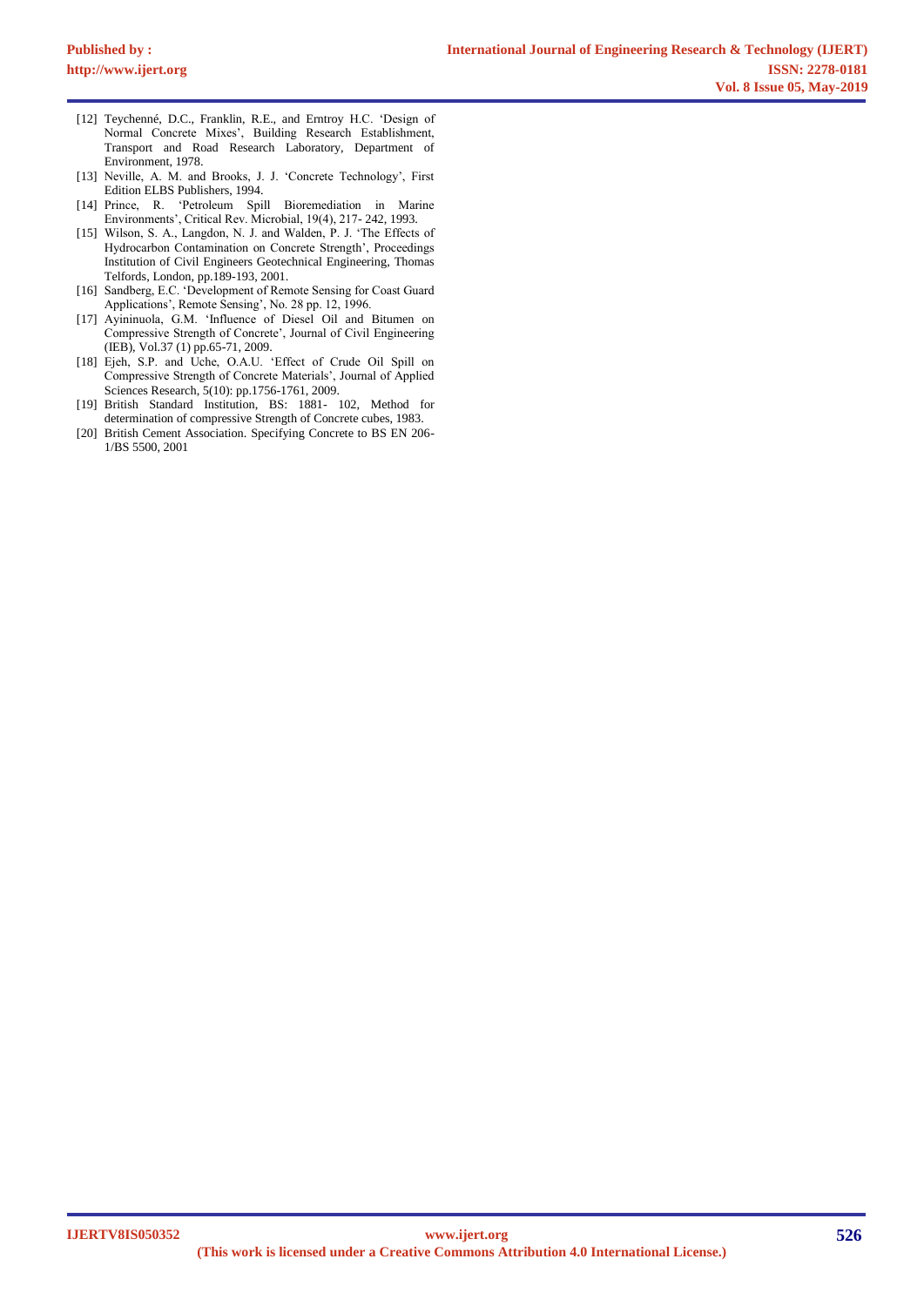[12] Teychenné, D.C., Franklin, R.E., and Erntroy H.C. 'Design of Normal Concrete Mixes', Building Research Establishment, Transport and Road Research Laboratory, Department of Environment, 1978.

[13] Neville, A. M. and Brooks, J. J. 'Concrete Technology', First Edition ELBS Publishers, 1994.

[14] Prince, R. 'Petroleum Spill Bioremediation in Marine Environments', Critical Rev. Microbial, 19(4), 217- 242, 1993.

[15] Wilson, S. A., Langdon, N. J. and Walden, P. J. 'The Effects of Hydrocarbon Contamination on Concrete Strength', Proceedings Institution of Civil Engineers Geotechnical Engineering, Thomas Telfords, London, pp.189-193, 2001.

[16] Sandberg, E.C. 'Development of Remote Sensing for Coast Guard Applications', Remote Sensing', No. 28 pp. 12, 1996.

[17] Ayininuola, G.M. 'Influence of Diesel Oil and Bitumen on Compressive Strength of Concrete', Journal of Civil Engineering (IEB), Vol.37 (1) pp.65-71, 2009.

[18] Ejeh, S.P. and Uche, O.A.U. 'Effect of Crude Oil Spill on Compressive Strength of Concrete Materials', Journal of Applied Sciences Research, 5(10): pp.1756-1761, 2009.

[19] British Standard Institution, BS: 1881- 102, Method for determination of compressive Strength of Concrete cubes, 1983.

[20] British Cement Association. Specifying Concrete to BS EN 206-1/BS 5500, 2001